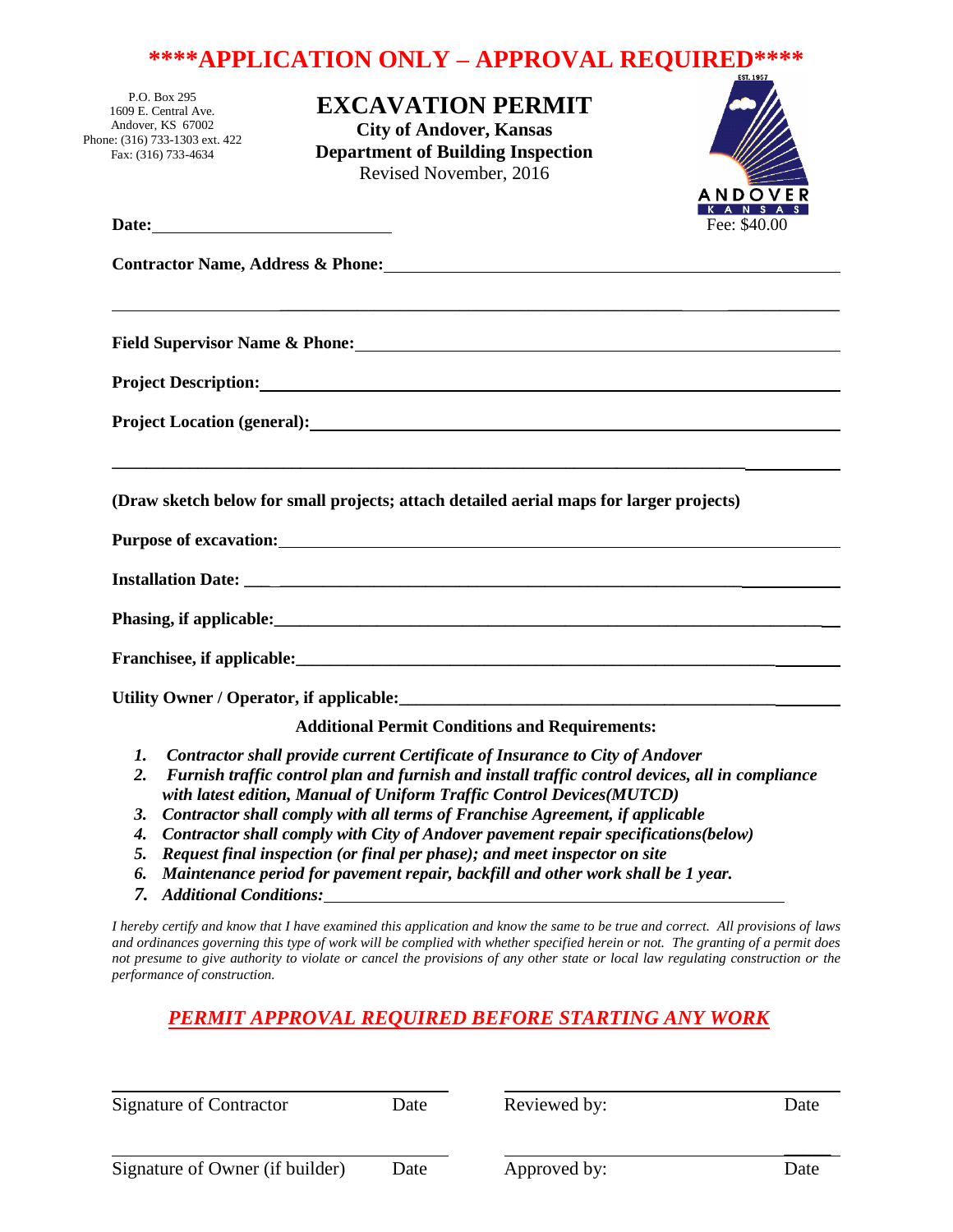# ****APPLICATION ONLY – APPROVAL REQUIRED****

P.O. Box 295
1609 E. Central Ave.
Andover, KS 67002
Phone: (316) 733-1303 ext. 422
Fax: (316) 733-4634

## EXCAVATION PERMIT

**City of Andover, Kansas**
**Department of Building Inspection**
Revised November, 2016

ANDOVER KANSAS EST. 1957

**Date:**\_\_\_\_\_\_\_\_\_\_\_\_\_\_\_\_\_\_\_\_\_\_\_\_

Fee: $40.00

**Contractor Name, Address & Phone:**\_\_\_\_\_\_\_\_\_\_\_\_\_\_\_\_\_\_\_\_\_\_\_\_\_\_\_\_\_\_\_\_\_\_\_\_\_\_\_\_

\_\_\_\_\_\_\_\_\_\_\_\_\_\_\_\_\_\_\_\_\_\_\_\_\_\_\_\_\_\_\_\_\_\_\_\_\_\_\_\_\_\_\_\_\_\_\_\_\_\_\_\_\_\_\_\_\_\_\_\_\_\_\_\_\_\_\_\_\_\_

**Field Supervisor Name & Phone:**\_\_\_\_\_\_\_\_\_\_\_\_\_\_\_\_\_\_\_\_\_\_\_\_\_\_\_\_\_\_\_\_\_\_\_\_\_\_\_\_\_\_\_\_

**Project Description:**\_\_\_\_\_\_\_\_\_\_\_\_\_\_\_\_\_\_\_\_\_\_\_\_\_\_\_\_\_\_\_\_\_\_\_\_\_\_\_\_\_\_\_\_\_\_\_\_\_\_\_\_\_\_

**Project Location (general):**\_\_\_\_\_\_\_\_\_\_\_\_\_\_\_\_\_\_\_\_\_\_\_\_\_\_\_\_\_\_\_\_\_\_\_\_\_\_\_\_\_\_\_\_\_\_\_\_

\_\_\_\_\_\_\_\_\_\_\_\_\_\_\_\_\_\_\_\_\_\_\_\_\_\_\_\_\_\_\_\_\_\_\_\_\_\_\_\_\_\_\_\_\_\_\_\_\_\_\_\_\_\_\_\_\_\_\_\_\_\_\_\_\_\_\_\_\_\_

**(Draw sketch below for small projects; attach detailed aerial maps for larger projects)**

**Purpose of excavation:**\_\_\_\_\_\_\_\_\_\_\_\_\_\_\_\_\_\_\_\_\_\_\_\_\_\_\_\_\_\_\_\_\_\_\_\_\_\_\_\_\_\_\_\_\_\_\_\_\_\_

**Installation Date:** \_\_\_\_\_\_\_\_\_\_\_\_\_\_\_\_\_\_\_\_\_\_\_\_\_\_\_\_\_\_\_\_\_\_\_\_\_\_\_\_\_\_\_\_\_\_\_\_\_\_\_\_\_\_

**Phasing, if applicable:**\_\_\_\_\_\_\_\_\_\_\_\_\_\_\_\_\_\_\_\_\_\_\_\_\_\_\_\_\_\_\_\_\_\_\_\_\_\_\_\_\_\_\_\_\_\_\_\_\_\_\_

**Franchisee, if applicable:**\_\_\_\_\_\_\_\_\_\_\_\_\_\_\_\_\_\_\_\_\_\_\_\_\_\_\_\_\_\_\_\_\_\_\_\_\_\_\_\_\_\_\_\_\_\_\_\_\_

**Utility Owner / Operator, if applicable:**\_\_\_\_\_\_\_\_\_\_\_\_\_\_\_\_\_\_\_\_\_\_\_\_\_\_\_\_\_\_\_\_\_\_\_\_\_\_\_

**Additional Permit Conditions and Requirements:**

1. ***Contractor shall provide current Certificate of Insurance to City of Andover***
2. ***Furnish traffic control plan and furnish and install traffic control devices, all in compliance with latest edition, Manual of Uniform Traffic Control Devices(MUTCD)***
3. ***Contractor shall comply with all terms of Franchise Agreement, if applicable***
4. ***Contractor shall comply with City of Andover pavement repair specifications(below)***
5. ***Request final inspection (or final per phase); and meet inspector on site***
6. ***Maintenance period for pavement repair, backfill and other work shall be 1 year.***
7. ***Additional Conditions:***\_\_\_\_\_\_\_\_\_\_\_\_\_\_\_\_\_\_\_\_\_\_\_\_\_\_\_\_\_\_\_\_\_\_\_\_\_\_\_\_\_\_\_\_

*I hereby certify and know that I have examined this application and know the same to be true and correct. All provisions of laws and ordinances governing this type of work will be complied with whether specified herein or not. The granting of a permit does not presume to give authority to violate or cancel the provisions of any other state or local law regulating construction or the performance of construction.*

***PERMIT APPROVAL REQUIRED BEFORE STARTING ANY WORK***

| | | | |
|---|---|---|---|
| Signature of Contractor | Date | Reviewed by: | Date |
| Signature of Owner (if builder) | Date | Approved by: | Date |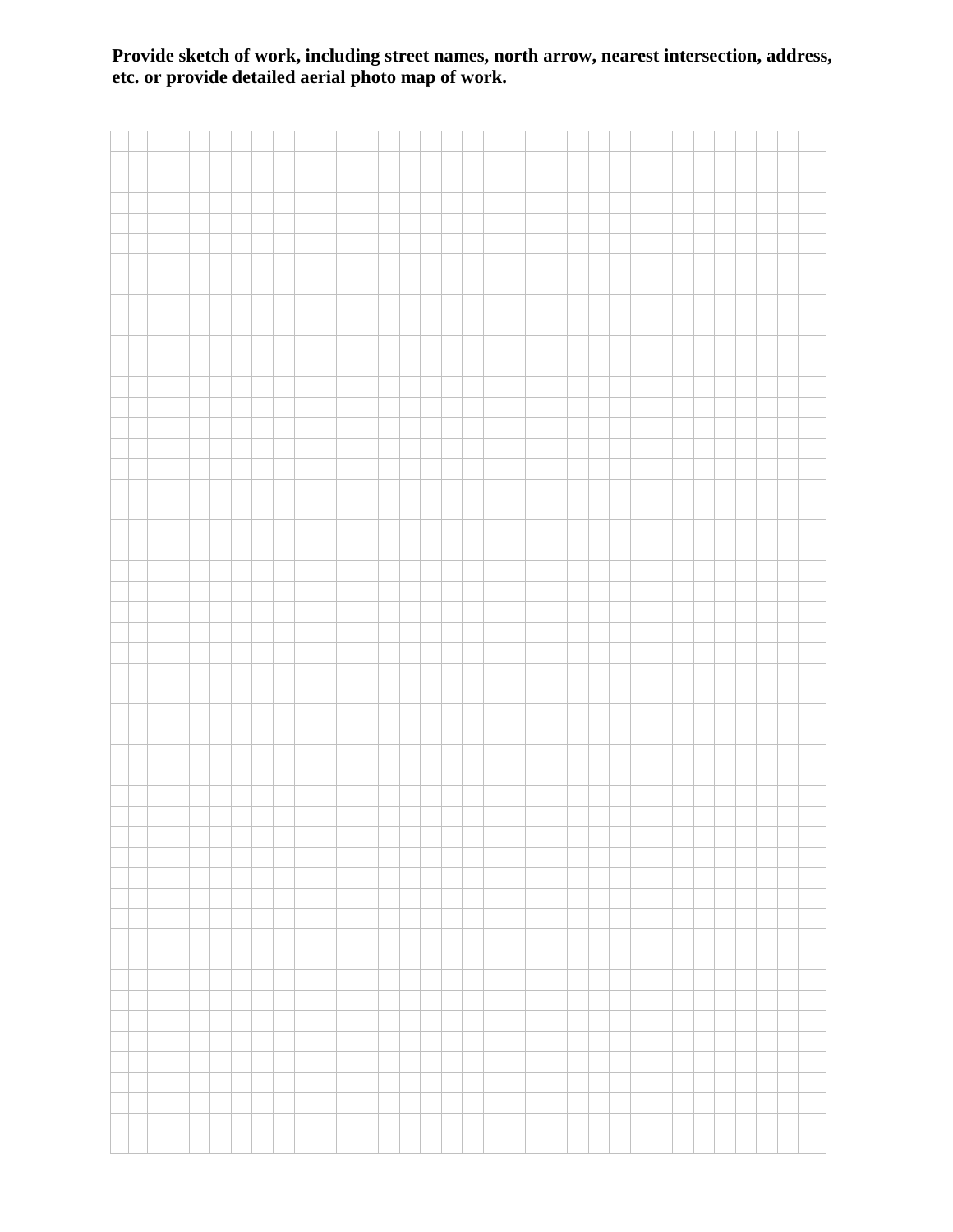**Provide sketch of work, including street names, north arrow, nearest intersection, address, etc. or provide detailed aerial photo map of work.**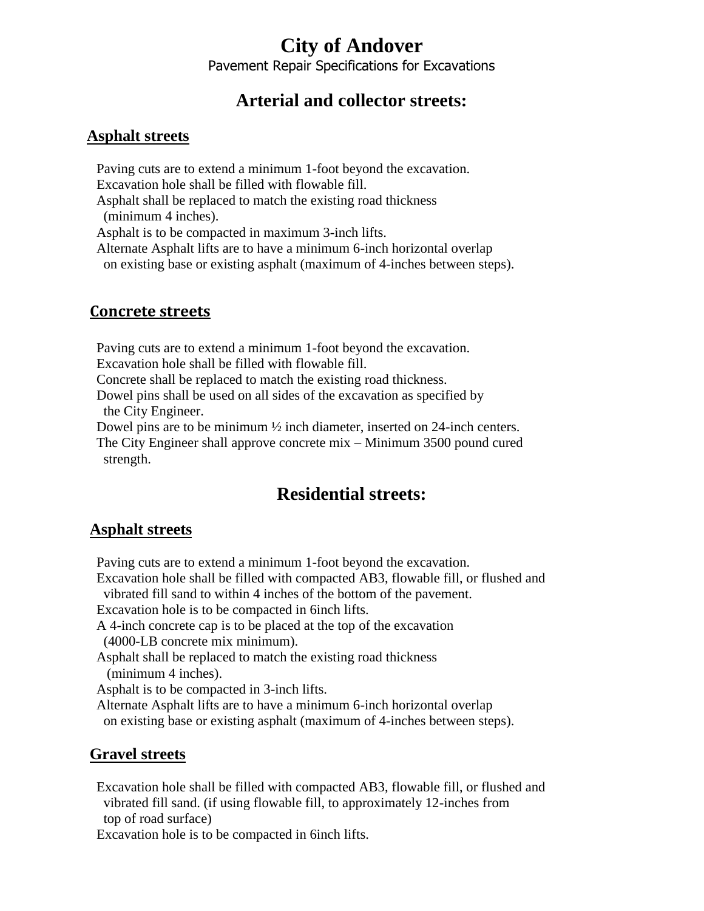# City of Andover

Pavement Repair Specifications for Excavations

## Arterial and collector streets:

### Asphalt streets

Paving cuts are to extend a minimum 1-foot beyond the excavation.
Excavation hole shall be filled with flowable fill.
Asphalt shall be replaced to match the existing road thickness (minimum 4 inches).
Asphalt is to be compacted in maximum 3-inch lifts.
Alternate Asphalt lifts are to have a minimum 6-inch horizontal overlap on existing base or existing asphalt (maximum of 4-inches between steps).

### Concrete streets

Paving cuts are to extend a minimum 1-foot beyond the excavation.
Excavation hole shall be filled with flowable fill.
Concrete shall be replaced to match the existing road thickness.
Dowel pins shall be used on all sides of the excavation as specified by the City Engineer.
Dowel pins are to be minimum ½ inch diameter, inserted on 24-inch centers.
The City Engineer shall approve concrete mix – Minimum 3500 pound cured strength.

## Residential streets:

### Asphalt streets

Paving cuts are to extend a minimum 1-foot beyond the excavation.
Excavation hole shall be filled with compacted AB3, flowable fill, or flushed and vibrated fill sand to within 4 inches of the bottom of the pavement.
Excavation hole is to be compacted in 6inch lifts.
A 4-inch concrete cap is to be placed at the top of the excavation (4000-LB concrete mix minimum).
Asphalt shall be replaced to match the existing road thickness (minimum 4 inches).
Asphalt is to be compacted in 3-inch lifts.
Alternate Asphalt lifts are to have a minimum 6-inch horizontal overlap on existing base or existing asphalt (maximum of 4-inches between steps).

### Gravel streets

Excavation hole shall be filled with compacted AB3, flowable fill, or flushed and vibrated fill sand. (if using flowable fill, to approximately 12-inches from top of road surface)
Excavation hole is to be compacted in 6inch lifts.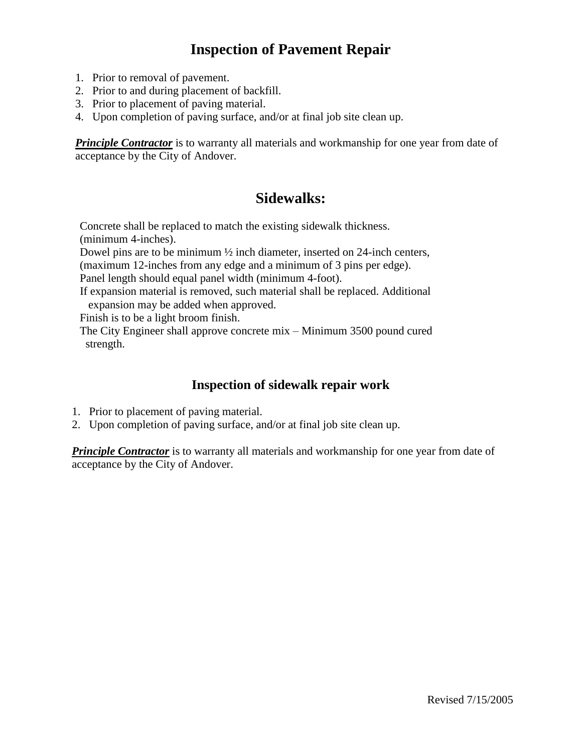## Inspection of Pavement Repair

1. Prior to removal of pavement.
2. Prior to and during placement of backfill.
3. Prior to placement of paving material.
4. Upon completion of paving surface, and/or at final job site clean up.

***Principle Contractor*** is to warranty all materials and workmanship for one year from date of acceptance by the City of Andover.

## Sidewalks:

Concrete shall be replaced to match the existing sidewalk thickness. (minimum 4-inches).
Dowel pins are to be minimum ½ inch diameter, inserted on 24-inch centers, (maximum 12-inches from any edge and a minimum of 3 pins per edge).
Panel length should equal panel width (minimum 4-foot).
If expansion material is removed, such material shall be replaced. Additional expansion may be added when approved.
Finish is to be a light broom finish.
The City Engineer shall approve concrete mix – Minimum 3500 pound cured strength.

### Inspection of sidewalk repair work

1. Prior to placement of paving material.
2. Upon completion of paving surface, and/or at final job site clean up.

***Principle Contractor*** is to warranty all materials and workmanship for one year from date of acceptance by the City of Andover.

Revised 7/15/2005